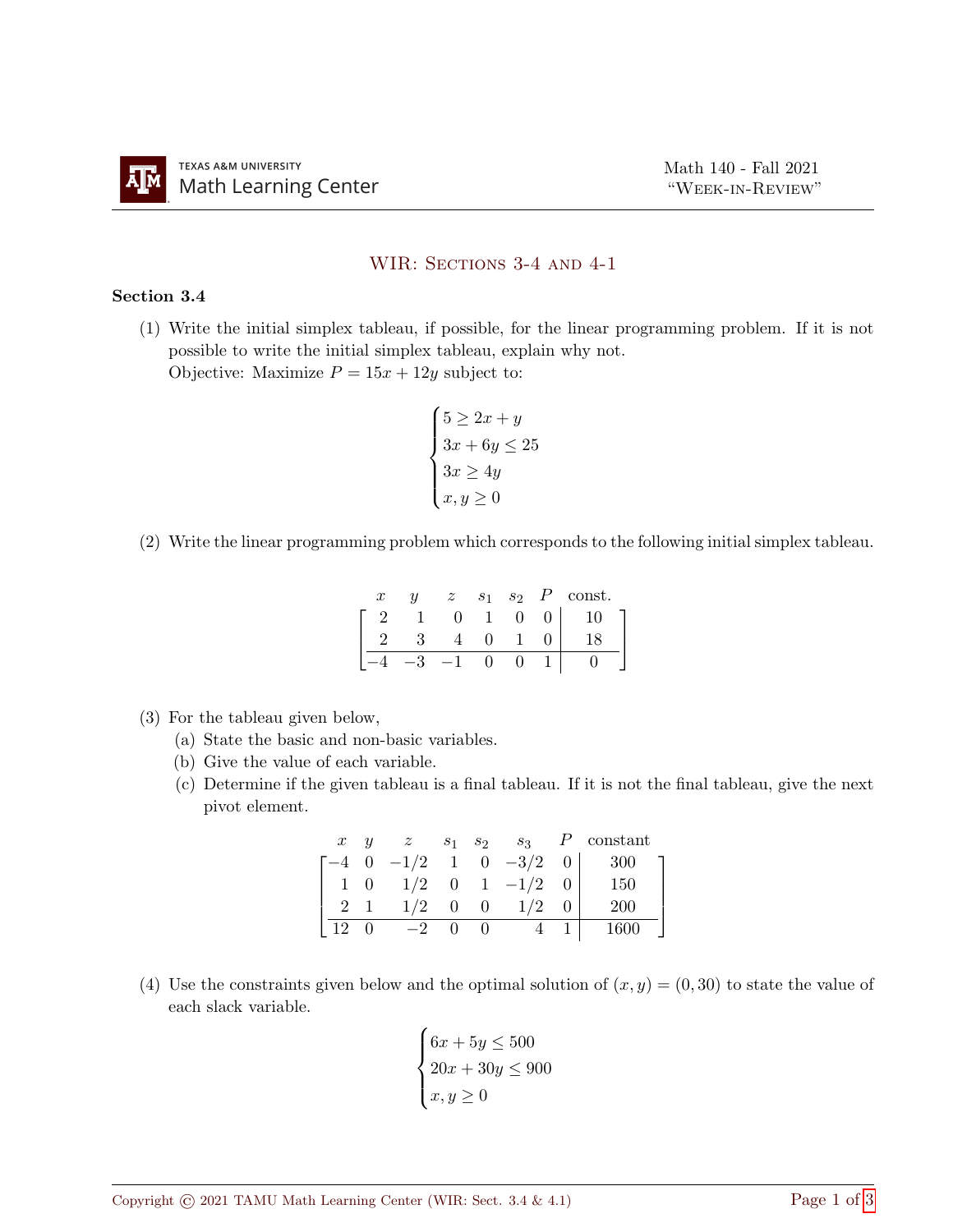# WIR: Sections 3-4 and 4-1

## Section 3.4

(1) Write the initial simplex tableau, if possible, for the linear programming problem. If it is not possible to write the initial simplex tableau, explain why not.
Objective: Maximize $P = 15x + 12y$ subject to:

$$\begin{cases} 5 \geq 2x + y \\ 3x + 6y \leq 25 \\ 3x \geq 4y \\ x, y \geq 0 \end{cases}$$

(2) Write the linear programming problem which corresponds to the following initial simplex tableau.

$$\begin{array}{cccccc|c} x & y & z & s_1 & s_2 & P & \text{const.} \\ \hline 2 & 1 & 0 & 1 & 0 & 0 & 10 \\ 2 & 3 & 4 & 0 & 1 & 0 & 18 \\ \hline -4 & -3 & -1 & 0 & 0 & 1 & 0 \end{array}$$

(3) For the tableau given below,

(a) State the basic and non-basic variables.

(b) Give the value of each variable.

(c) Determine if the given tableau is a final tableau. If it is not the final tableau, give the next pivot element.

$$\begin{array}{ccccccc|c} x & y & z & s_1 & s_2 & s_3 & P & \text{constant} \\ \hline -4 & 0 & -1/2 & 1 & 0 & -3/2 & 0 & 300 \\ 1 & 0 & 1/2 & 0 & 1 & -1/2 & 0 & 150 \\ 2 & 1 & 1/2 & 0 & 0 & 1/2 & 0 & 200 \\ \hline 12 & 0 & -2 & 0 & 0 & 4 & 1 & 1600 \end{array}$$

(4) Use the constraints given below and the optimal solution of $(x, y) = (0, 30)$ to state the value of each slack variable.

$$\begin{cases} 6x + 5y \leq 500 \\ 20x + 30y \leq 900 \\ x, y \geq 0 \end{cases}$$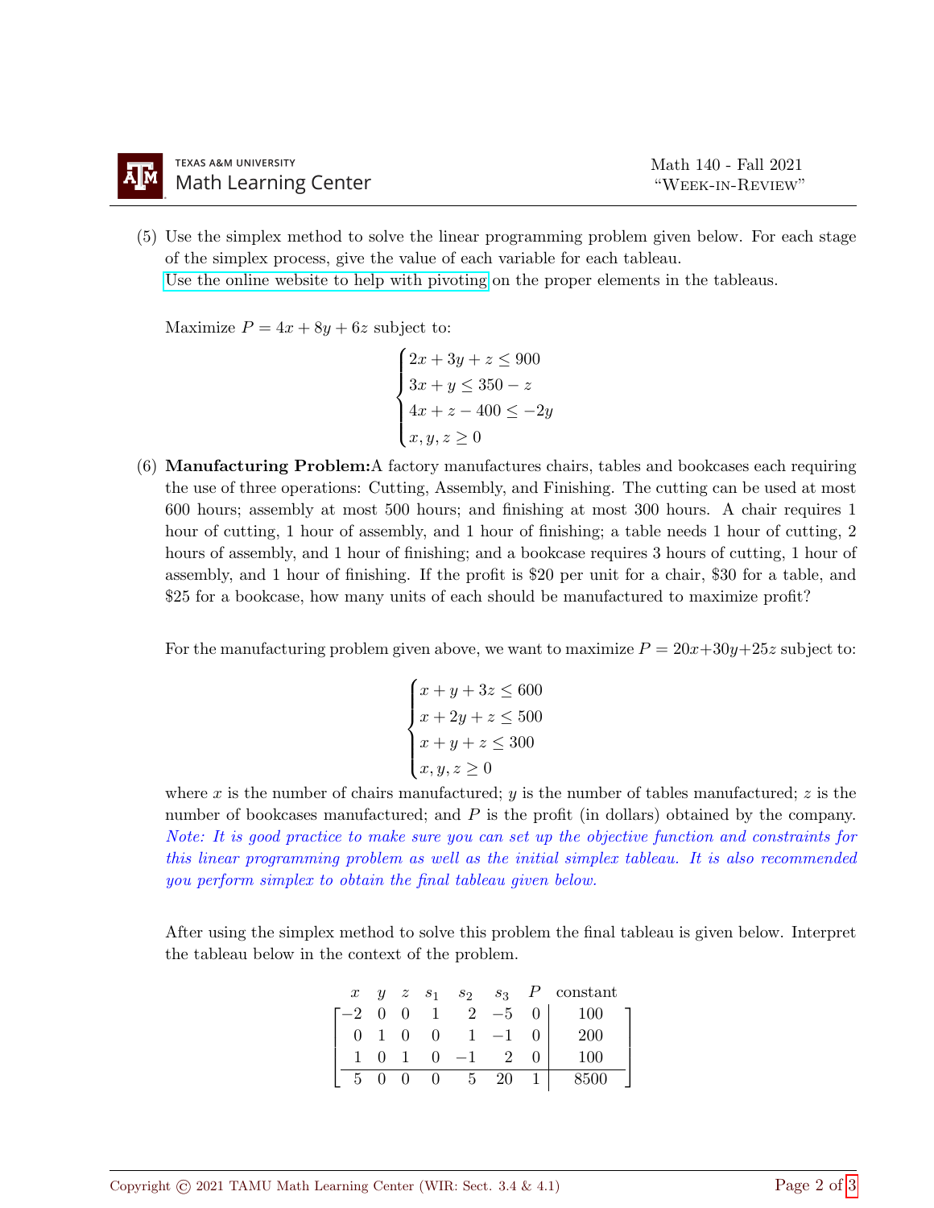(5) Use the simplex method to solve the linear programming problem given below. For each stage of the simplex process, give the value of each variable for each tableau.
Use the online website to help with pivoting on the proper elements in the tableaus.

Maximize $P = 4x + 8y + 6z$ subject to:

$$\begin{cases} 2x + 3y + z \leq 900 \\ 3x + y \leq 350 - z \\ 4x + z - 400 \leq -2y \\ x, y, z \geq 0 \end{cases}$$

(6) **Manufacturing Problem:** A factory manufactures chairs, tables and bookcases each requiring the use of three operations: Cutting, Assembly, and Finishing. The cutting can be used at most 600 hours; assembly at most 500 hours; and finishing at most 300 hours. A chair requires 1 hour of cutting, 1 hour of assembly, and 1 hour of finishing; a table needs 1 hour of cutting, 2 hours of assembly, and 1 hour of finishing; and a bookcase requires 3 hours of cutting, 1 hour of assembly, and 1 hour of finishing. If the profit is \$20 per unit for a chair, \$30 for a table, and \$25 for a bookcase, how many units of each should be manufactured to maximize profit?

For the manufacturing problem given above, we want to maximize $P = 20x + 30y + 25z$ subject to:

$$\begin{cases} x + y + 3z \leq 600 \\ x + 2y + z \leq 500 \\ x + y + z \leq 300 \\ x, y, z \geq 0 \end{cases}$$

where $x$ is the number of chairs manufactured; $y$ is the number of tables manufactured; $z$ is the number of bookcases manufactured; and $P$ is the profit (in dollars) obtained by the company. *Note: It is good practice to make sure you can set up the objective function and constraints for this linear programming problem as well as the initial simplex tableau. It is also recommended you perform simplex to obtain the final tableau given below.*

After using the simplex method to solve this problem the final tableau is given below. Interpret the tableau below in the context of the problem.

$$\begin{array}{c} \begin{matrix} x & y & z & s_1 & s_2 & s_3 & P & \text{constant} \end{matrix} \\ \left[\begin{array}{rrrrrrr|r} -2 & 0 & 0 & 1 & 2 & -5 & 0 & 100 \\ 0 & 1 & 0 & 0 & 1 & -1 & 0 & 200 \\ 1 & 0 & 1 & 0 & -1 & 2 & 0 & 100 \\ \hline 5 & 0 & 0 & 0 & 5 & 20 & 1 & 8500 \end{array}\right] \end{array}$$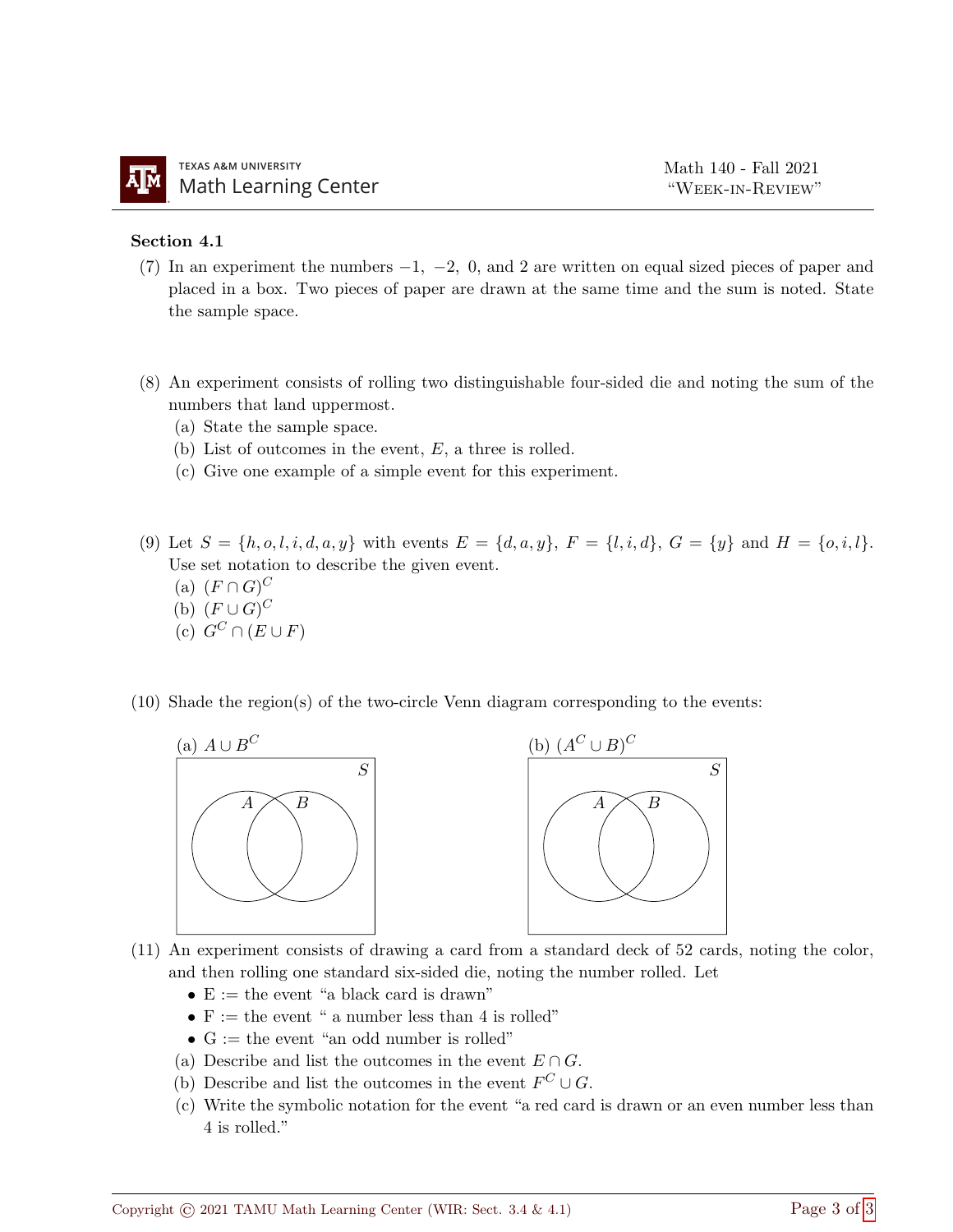**Section 4.1**

(7) In an experiment the numbers $-1$, $-2$, $0$, and $2$ are written on equal sized pieces of paper and placed in a box. Two pieces of paper are drawn at the same time and the sum is noted. State the sample space.

(8) An experiment consists of rolling two distinguishable four-sided die and noting the sum of the numbers that land uppermost.

  (a) State the sample space.

  (b) List of outcomes in the event, $E$, a three is rolled.

  (c) Give one example of a simple event for this experiment.

(9) Let $S = \{h, o, l, i, d, a, y\}$ with events $E = \{d, a, y\}$, $F = \{l, i, d\}$, $G = \{y\}$ and $H = \{o, i, l\}$. Use set notation to describe the given event.

  (a) $(F \cap G)^C$

  (b) $(F \cup G)^C$

  (c) $G^C \cap (E \cup F)$

(10) Shade the region(s) of the two-circle Venn diagram corresponding to the events:

(a) $A \cup B^C$

S

A B

(b) $(A^C \cup B)^C$

S

A B

(11) An experiment consists of drawing a card from a standard deck of 52 cards, noting the color, and then rolling one standard six-sided die, noting the number rolled. Let

- E := the event "a black card is drawn"
- F := the event " a number less than 4 is rolled"
- G := the event "an odd number is rolled"

  (a) Describe and list the outcomes in the event $E \cap G$.

  (b) Describe and list the outcomes in the event $F^C \cup G$.

  (c) Write the symbolic notation for the event "a red card is drawn or an even number less than 4 is rolled."